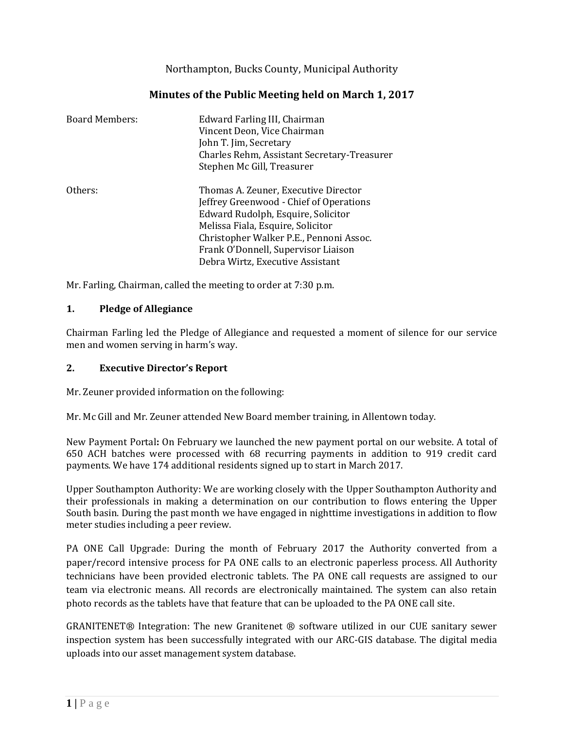Northampton, Bucks County, Municipal Authority

## Minutes of the Public Meeting held on March 1, 2017

| | |
|---|---|
| Board Members: | Edward Farling III, Chairman<br>Vincent Deon, Vice Chairman<br>John T. Jim, Secretary<br>Charles Rehm, Assistant Secretary-Treasurer<br>Stephen Mc Gill, Treasurer |
| Others: | Thomas A. Zeuner, Executive Director<br>Jeffrey Greenwood - Chief of Operations<br>Edward Rudolph, Esquire, Solicitor<br>Melissa Fiala, Esquire, Solicitor<br>Christopher Walker P.E., Pennoni Assoc.<br>Frank O'Donnell, Supervisor Liaison<br>Debra Wirtz, Executive Assistant |

Mr. Farling, Chairman, called the meeting to order at 7:30 p.m.

### 1. Pledge of Allegiance

Chairman Farling led the Pledge of Allegiance and requested a moment of silence for our service men and women serving in harm's way.

### 2. Executive Director's Report

Mr. Zeuner provided information on the following:

Mr. Mc Gill and Mr. Zeuner attended New Board member training, in Allentown today.

New Payment Portal**:** On February we launched the new payment portal on our website. A total of 650 ACH batches were processed with 68 recurring payments in addition to 919 credit card payments. We have 174 additional residents signed up to start in March 2017.

Upper Southampton Authority: We are working closely with the Upper Southampton Authority and their professionals in making a determination on our contribution to flows entering the Upper South basin. During the past month we have engaged in nighttime investigations in addition to flow meter studies including a peer review.

PA ONE Call Upgrade: During the month of February 2017 the Authority converted from a paper/record intensive process for PA ONE calls to an electronic paperless process. All Authority technicians have been provided electronic tablets. The PA ONE call requests are assigned to our team via electronic means. All records are electronically maintained. The system can also retain photo records as the tablets have that feature that can be uploaded to the PA ONE call site.

GRANITENET® Integration: The new Granitenet ® software utilized in our CUE sanitary sewer inspection system has been successfully integrated with our ARC-GIS database. The digital media uploads into our asset management system database.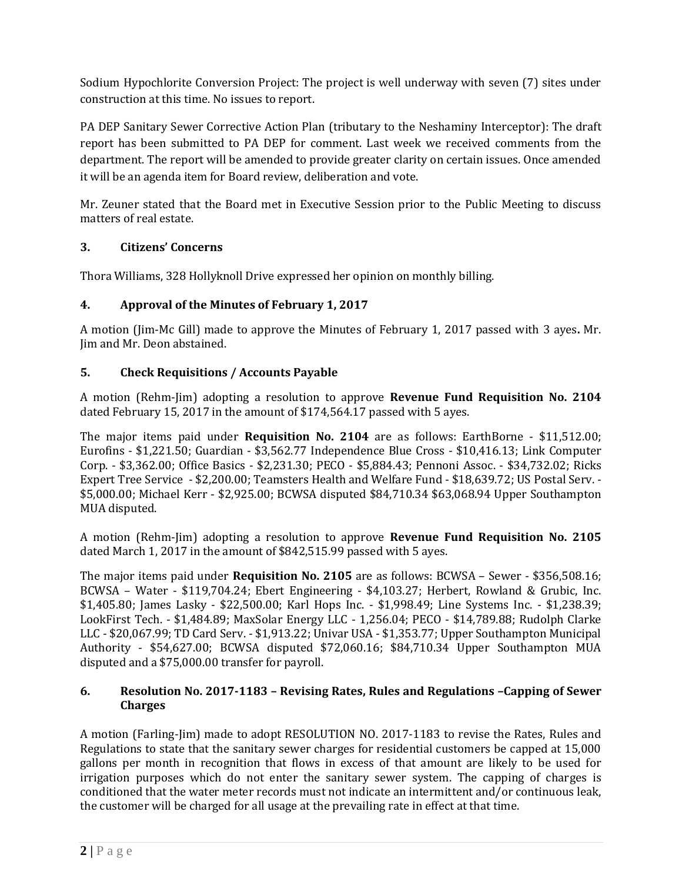Sodium Hypochlorite Conversion Project: The project is well underway with seven (7) sites under construction at this time. No issues to report.

PA DEP Sanitary Sewer Corrective Action Plan (tributary to the Neshaminy Interceptor): The draft report has been submitted to PA DEP for comment. Last week we received comments from the department. The report will be amended to provide greater clarity on certain issues. Once amended it will be an agenda item for Board review, deliberation and vote.

Mr. Zeuner stated that the Board met in Executive Session prior to the Public Meeting to discuss matters of real estate.

### 3. Citizens' Concerns

Thora Williams, 328 Hollyknoll Drive expressed her opinion on monthly billing.

### 4. Approval of the Minutes of February 1, 2017

A motion (Jim-Mc Gill) made to approve the Minutes of February 1, 2017 passed with 3 ayes**.** Mr. Jim and Mr. Deon abstained.

### 5. Check Requisitions / Accounts Payable

A motion (Rehm-Jim) adopting a resolution to approve **Revenue Fund Requisition No. 2104** dated February 15, 2017 in the amount of $174,564.17 passed with 5 ayes.

The major items paid under **Requisition No. 2104** are as follows: EarthBorne - $11,512.00; Eurofins - $1,221.50; Guardian - $3,562.77 Independence Blue Cross - $10,416.13; Link Computer Corp. - $3,362.00; Office Basics - $2,231.30; PECO - $5,884.43; Pennoni Assoc. - $34,732.02; Ricks Expert Tree Service - $2,200.00; Teamsters Health and Welfare Fund - $18,639.72; US Postal Serv. - $5,000.00; Michael Kerr - $2,925.00; BCWSA disputed $84,710.34 $63,068.94 Upper Southampton MUA disputed.

A motion (Rehm-Jim) adopting a resolution to approve **Revenue Fund Requisition No. 2105** dated March 1, 2017 in the amount of $842,515.99 passed with 5 ayes.

The major items paid under **Requisition No. 2105** are as follows: BCWSA – Sewer - $356,508.16; BCWSA – Water - $119,704.24; Ebert Engineering - $4,103.27; Herbert, Rowland & Grubic, Inc. $1,405.80; James Lasky - $22,500.00; Karl Hops Inc. - $1,998.49; Line Systems Inc. - $1,238.39; LookFirst Tech. - $1,484.89; MaxSolar Energy LLC - 1,256.04; PECO - $14,789.88; Rudolph Clarke LLC - $20,067.99; TD Card Serv. - $1,913.22; Univar USA - $1,353.77; Upper Southampton Municipal Authority - $54,627.00; BCWSA disputed $72,060.16; $84,710.34 Upper Southampton MUA disputed and a $75,000.00 transfer for payroll.

### 6. Resolution No. 2017-1183 – Revising Rates, Rules and Regulations –Capping of Sewer Charges

A motion (Farling-Jim) made to adopt RESOLUTION NO. 2017-1183 to revise the Rates, Rules and Regulations to state that the sanitary sewer charges for residential customers be capped at 15,000 gallons per month in recognition that flows in excess of that amount are likely to be used for irrigation purposes which do not enter the sanitary sewer system. The capping of charges is conditioned that the water meter records must not indicate an intermittent and/or continuous leak, the customer will be charged for all usage at the prevailing rate in effect at that time.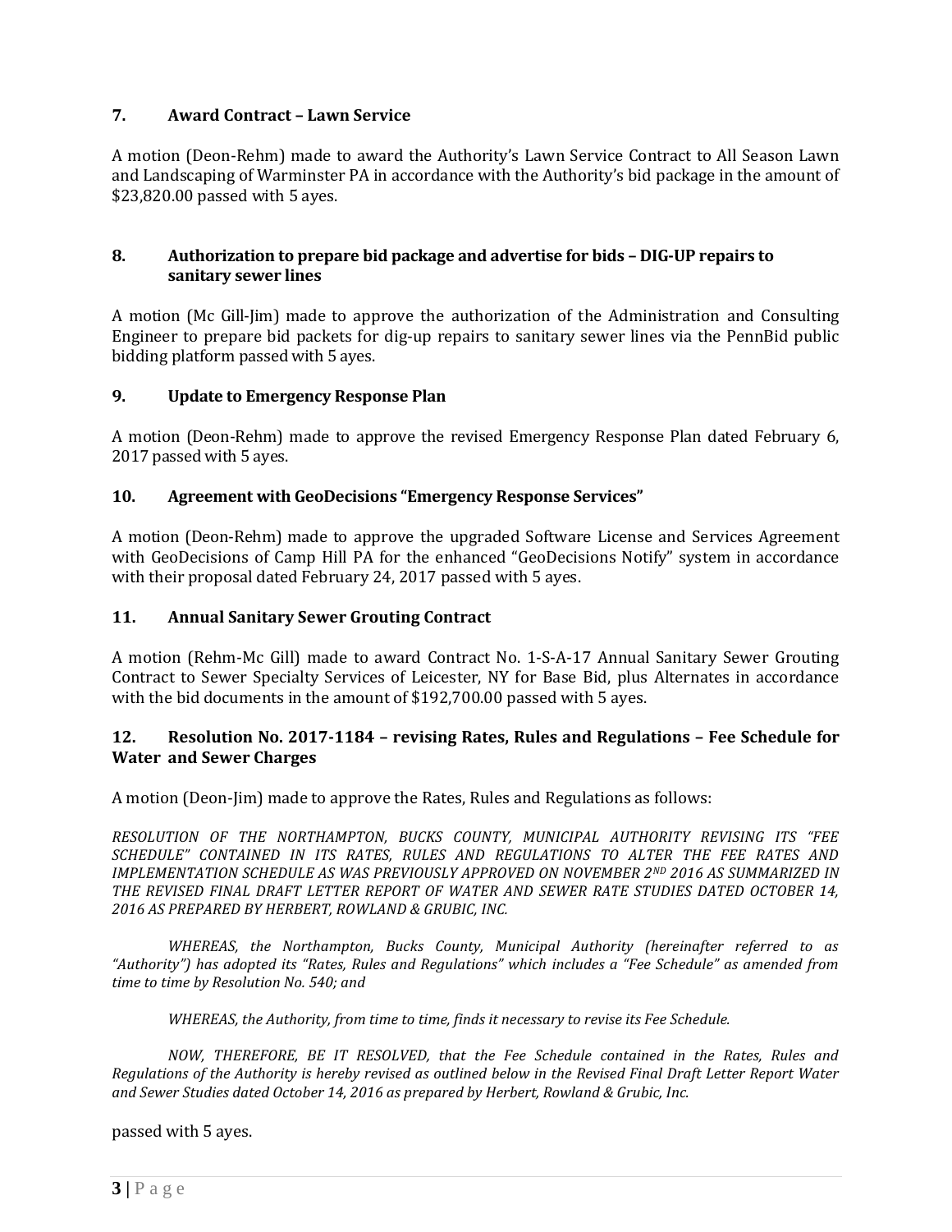### 7. Award Contract – Lawn Service

A motion (Deon-Rehm) made to award the Authority's Lawn Service Contract to All Season Lawn and Landscaping of Warminster PA in accordance with the Authority's bid package in the amount of $23,820.00 passed with 5 ayes.

### 8. Authorization to prepare bid package and advertise for bids – DIG-UP repairs to sanitary sewer lines

A motion (Mc Gill-Jim) made to approve the authorization of the Administration and Consulting Engineer to prepare bid packets for dig-up repairs to sanitary sewer lines via the PennBid public bidding platform passed with 5 ayes.

### 9. Update to Emergency Response Plan

A motion (Deon-Rehm) made to approve the revised Emergency Response Plan dated February 6, 2017 passed with 5 ayes.

### 10. Agreement with GeoDecisions "Emergency Response Services"

A motion (Deon-Rehm) made to approve the upgraded Software License and Services Agreement with GeoDecisions of Camp Hill PA for the enhanced "GeoDecisions Notify" system in accordance with their proposal dated February 24, 2017 passed with 5 ayes.

### 11. Annual Sanitary Sewer Grouting Contract

A motion (Rehm-Mc Gill) made to award Contract No. 1-S-A-17 Annual Sanitary Sewer Grouting Contract to Sewer Specialty Services of Leicester, NY for Base Bid, plus Alternates in accordance with the bid documents in the amount of $192,700.00 passed with 5 ayes.

### 12. Resolution No. 2017-1184 – revising Rates, Rules and Regulations – Fee Schedule for Water and Sewer Charges

A motion (Deon-Jim) made to approve the Rates, Rules and Regulations as follows:

*RESOLUTION OF THE NORTHAMPTON, BUCKS COUNTY, MUNICIPAL AUTHORITY REVISING ITS "FEE SCHEDULE" CONTAINED IN ITS RATES, RULES AND REGULATIONS TO ALTER THE FEE RATES AND IMPLEMENTATION SCHEDULE AS WAS PREVIOUSLY APPROVED ON NOVEMBER 2ND 2016 AS SUMMARIZED IN THE REVISED FINAL DRAFT LETTER REPORT OF WATER AND SEWER RATE STUDIES DATED OCTOBER 14, 2016 AS PREPARED BY HERBERT, ROWLAND & GRUBIC, INC.*

*WHEREAS, the Northampton, Bucks County, Municipal Authority (hereinafter referred to as "Authority") has adopted its "Rates, Rules and Regulations" which includes a "Fee Schedule" as amended from time to time by Resolution No. 540; and*

*WHEREAS, the Authority, from time to time, finds it necessary to revise its Fee Schedule.*

*NOW, THEREFORE, BE IT RESOLVED, that the Fee Schedule contained in the Rates, Rules and Regulations of the Authority is hereby revised as outlined below in the Revised Final Draft Letter Report Water and Sewer Studies dated October 14, 2016 as prepared by Herbert, Rowland & Grubic, Inc.*

passed with 5 ayes.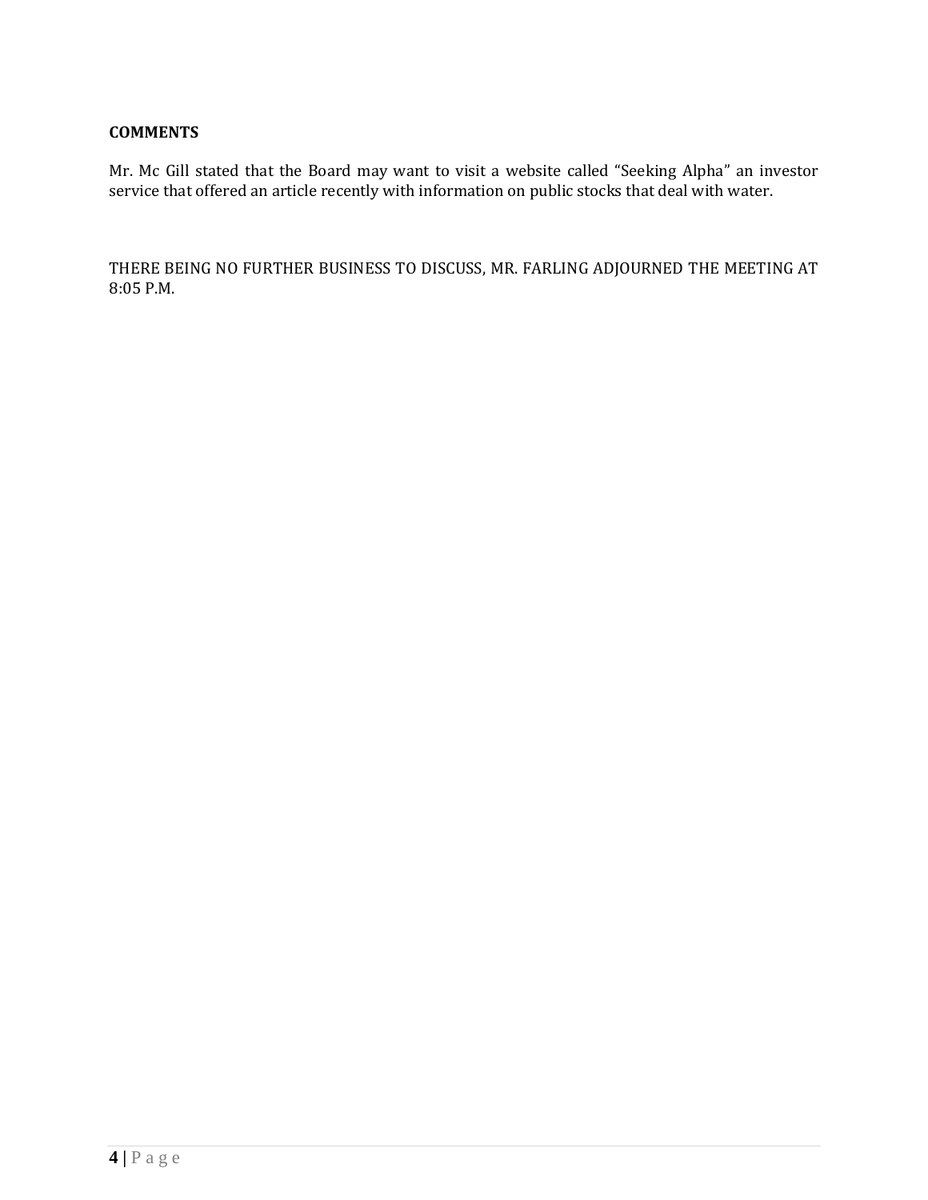**COMMENTS**

Mr. Mc Gill stated that the Board may want to visit a website called "Seeking Alpha" an investor service that offered an article recently with information on public stocks that deal with water.

THERE BEING NO FURTHER BUSINESS TO DISCUSS, MR. FARLING ADJOURNED THE MEETING AT 8:05 P.M.